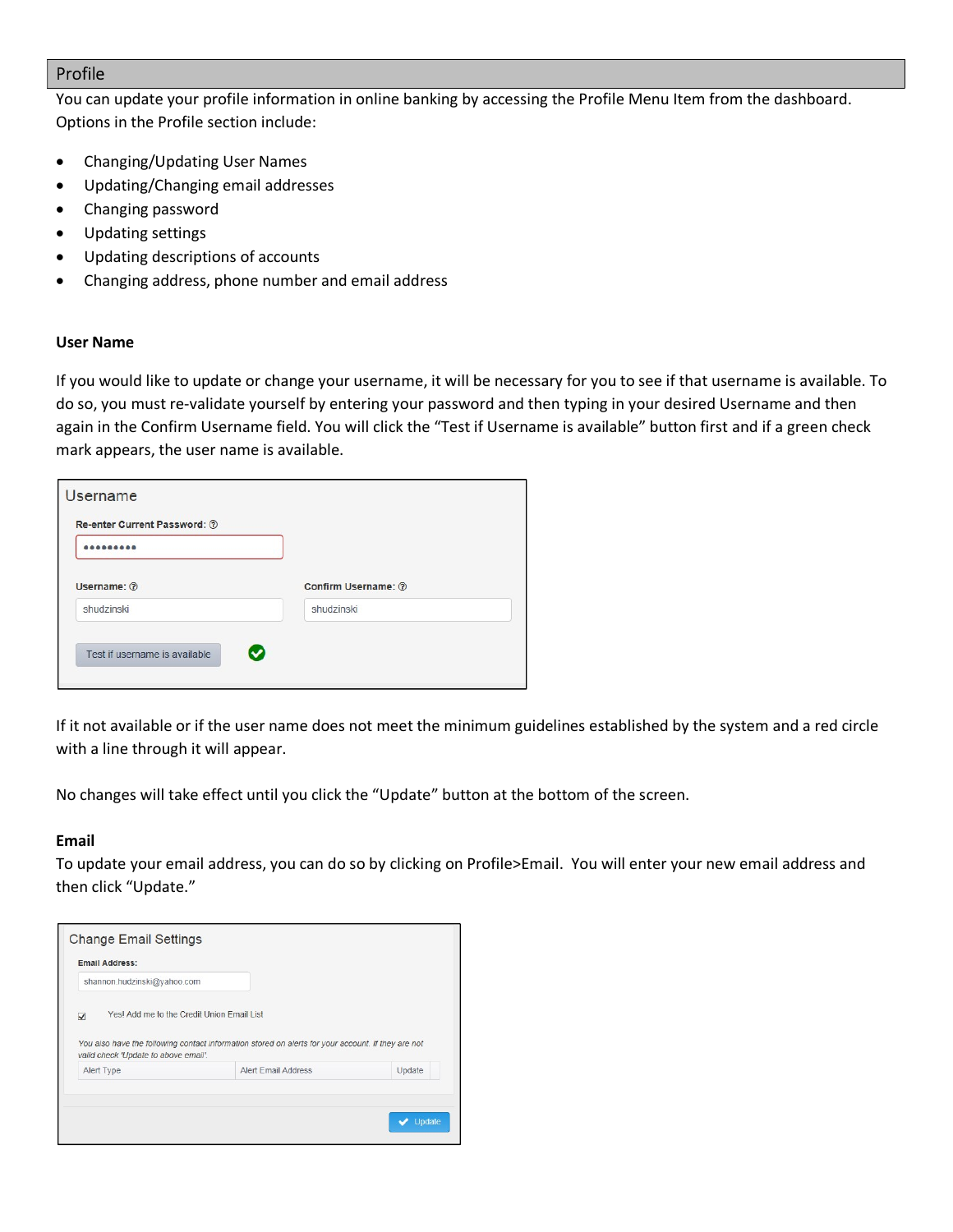## Profile

You can update your profile information in online banking by accessing the Profile Menu Item from the dashboard. Options in the Profile section include:

- Changing/Updating User Names
- Updating/Changing email addresses
- Changing password
- Updating settings
- Updating descriptions of accounts
- Changing address, phone number and email address

**User Name**

If you would like to update or change your username, it will be necessary for you to see if that username is available. To do so, you must re-validate yourself by entering your password and then typing in your desired Username and then again in the Confirm Username field. You will click the "Test if Username is available" button first and if a green check mark appears, the user name is available.

Username

Re-enter Current Password:

Username: shudzinski

Confirm Username: shudzinski

Test if username is available

If it not available or if the user name does not meet the minimum guidelines established by the system and a red circle with a line through it will appear.

No changes will take effect until you click the "Update" button at the bottom of the screen.

**Email**

To update your email address, you can do so by clicking on Profile>Email. You will enter your new email address and then click "Update."

Change Email Settings

Email Address: shannon.hudzinski@yahoo.com

Yes! Add me to the Credit Union Email List

You also have the following contact information stored on alerts for your account. If they are not valid check 'Update to above email'.

| Alert Type | Alert Email Address | Update |
|---|---|---|

Update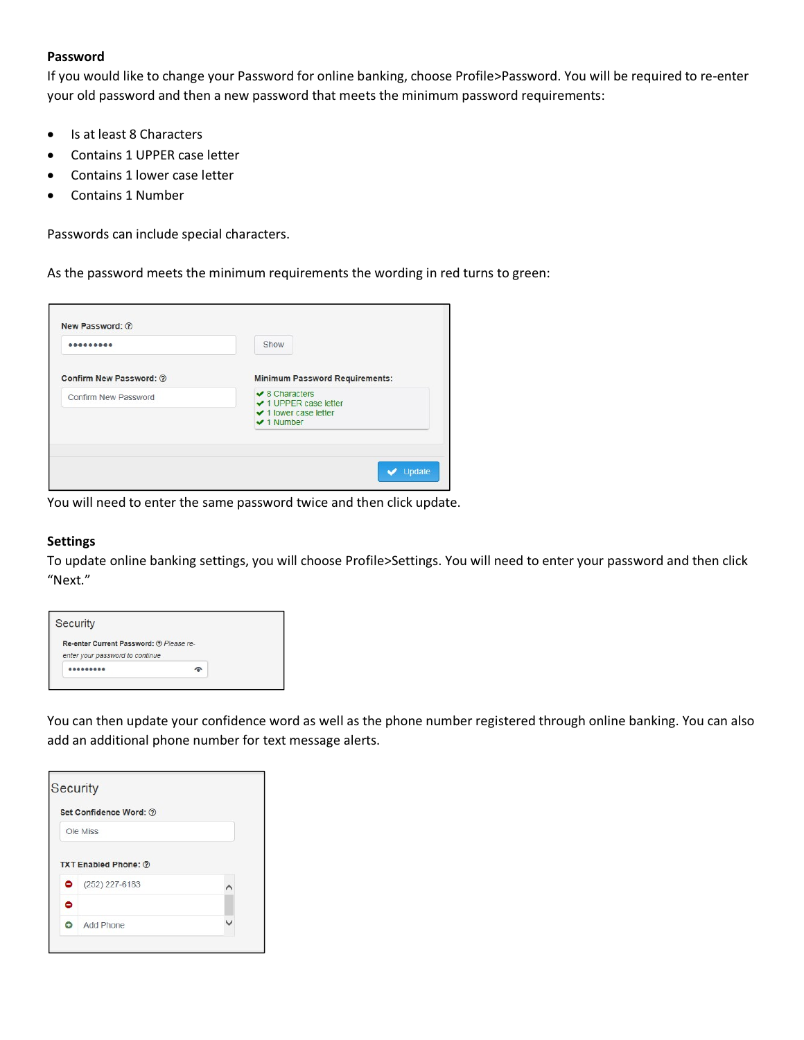**Password**

If you would like to change your Password for online banking, choose Profile>Password. You will be required to re-enter your old password and then a new password that meets the minimum password requirements:

- Is at least 8 Characters
- Contains 1 UPPER case letter
- Contains 1 lower case letter
- Contains 1 Number

Passwords can include special characters.

As the password meets the minimum requirements the wording in red turns to green:

New Password: ⓘ

Show

Confirm New Password: ⓘ

Confirm New Password

Minimum Password Requirements:

✔ 8 Characters
✔ 1 UPPER case letter
✔ 1 lower case letter
✔ 1 Number

Update

You will need to enter the same password twice and then click update.

**Settings**

To update online banking settings, you will choose Profile>Settings. You will need to enter your password and then click "Next."

Security

Re-enter Current Password: ⓘ *Please re-enter your password to continue*

You can then update your confidence word as well as the phone number registered through online banking. You can also add an additional phone number for text message alerts.

Security

Set Confidence Word: ⓘ

Ole Miss

TXT Enabled Phone: ⓘ

(252) 227-6183

Add Phone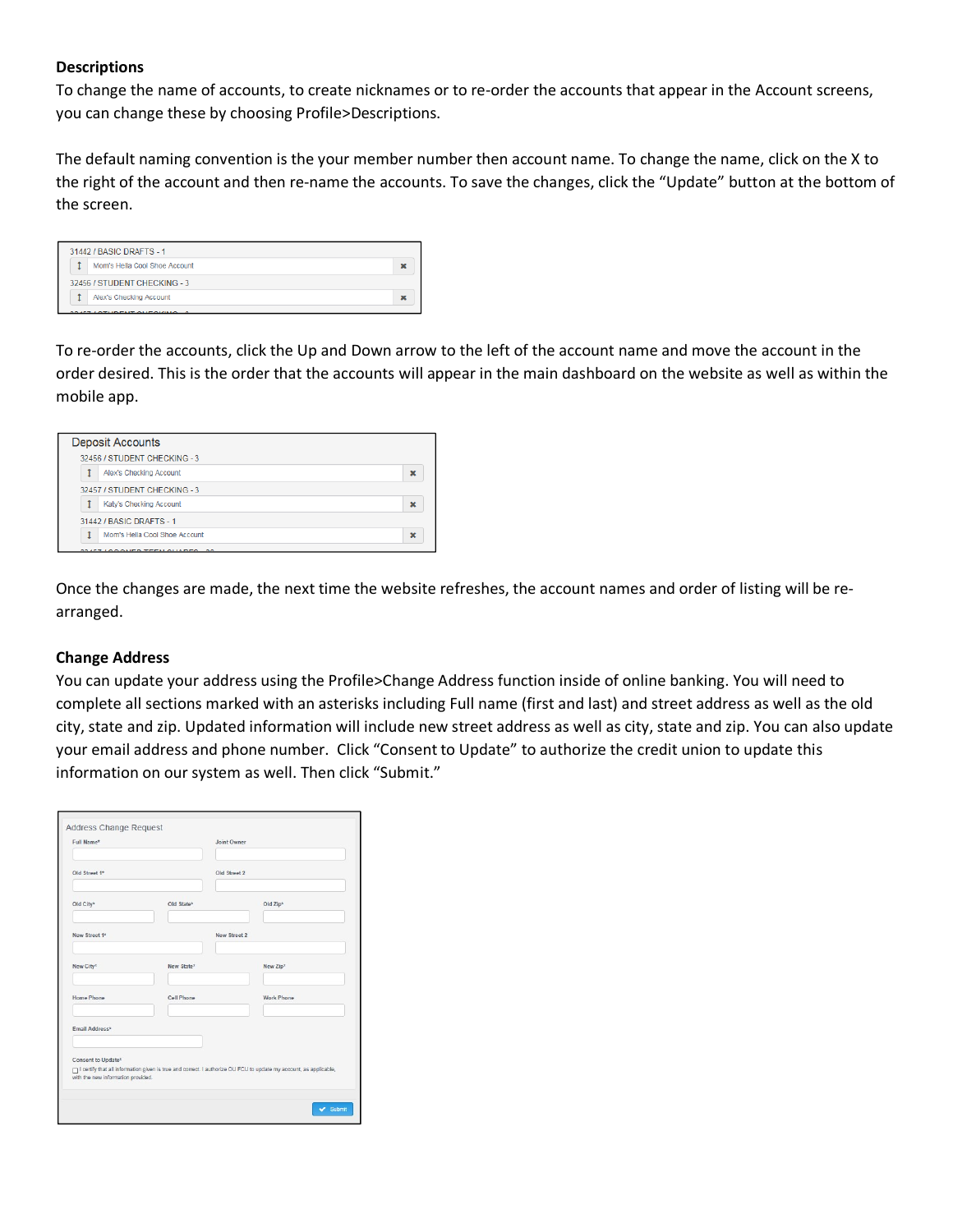**Descriptions**

To change the name of accounts, to create nicknames or to re-order the accounts that appear in the Account screens, you can change these by choosing Profile>Descriptions.

The default naming convention is the your member number then account name. To change the name, click on the X to the right of the account and then re-name the accounts. To save the changes, click the "Update" button at the bottom of the screen.

To re-order the accounts, click the Up and Down arrow to the left of the account name and move the account in the order desired. This is the order that the accounts will appear in the main dashboard on the website as well as within the mobile app.

Once the changes are made, the next time the website refreshes, the account names and order of listing will be re-arranged.

**Change Address**

You can update your address using the Profile>Change Address function inside of online banking. You will need to complete all sections marked with an asterisks including Full name (first and last) and street address as well as the old city, state and zip. Updated information will include new street address as well as city, state and zip. You can also update your email address and phone number. Click "Consent to Update" to authorize the credit union to update this information on our system as well. Then click "Submit."